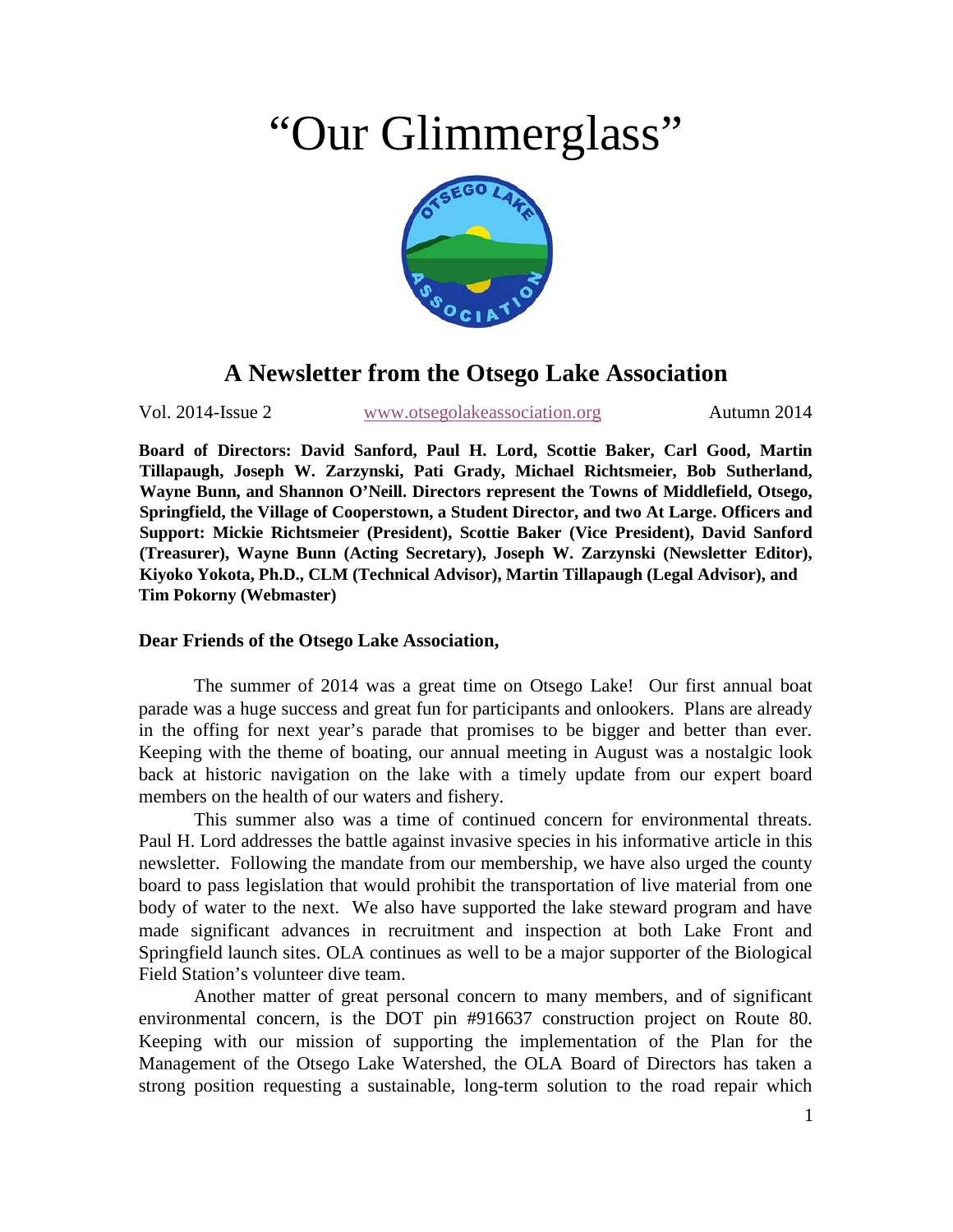# "Our Glimmerglass"

## A Newsletter from the Otsego Lake Association

Vol. 2014-Issue 2 www.otsegolakeassociation.org Autumn 2014

**Board of Directors: David Sanford, Paul H. Lord, Scottie Baker, Carl Good, Martin Tillapaugh, Joseph W. Zarzynski, Pati Grady, Michael Richtsmeier, Bob Sutherland, Wayne Bunn, and Shannon O'Neill. Directors represent the Towns of Middlefield, Otsego, Springfield, the Village of Cooperstown, a Student Director, and two At Large. Officers and Support: Mickie Richtsmeier (President), Scottie Baker (Vice President), David Sanford (Treasurer), Wayne Bunn (Acting Secretary), Joseph W. Zarzynski (Newsletter Editor), Kiyoko Yokota, Ph.D., CLM (Technical Advisor), Martin Tillapaugh (Legal Advisor), and Tim Pokorny (Webmaster)**

**Dear Friends of the Otsego Lake Association,**

The summer of 2014 was a great time on Otsego Lake! Our first annual boat parade was a huge success and great fun for participants and onlookers. Plans are already in the offing for next year's parade that promises to be bigger and better than ever. Keeping with the theme of boating, our annual meeting in August was a nostalgic look back at historic navigation on the lake with a timely update from our expert board members on the health of our waters and fishery.

This summer also was a time of continued concern for environmental threats. Paul H. Lord addresses the battle against invasive species in his informative article in this newsletter. Following the mandate from our membership, we have also urged the county board to pass legislation that would prohibit the transportation of live material from one body of water to the next. We also have supported the lake steward program and have made significant advances in recruitment and inspection at both Lake Front and Springfield launch sites. OLA continues as well to be a major supporter of the Biological Field Station's volunteer dive team.

Another matter of great personal concern to many members, and of significant environmental concern, is the DOT pin #916637 construction project on Route 80. Keeping with our mission of supporting the implementation of the Plan for the Management of the Otsego Lake Watershed, the OLA Board of Directors has taken a strong position requesting a sustainable, long-term solution to the road repair which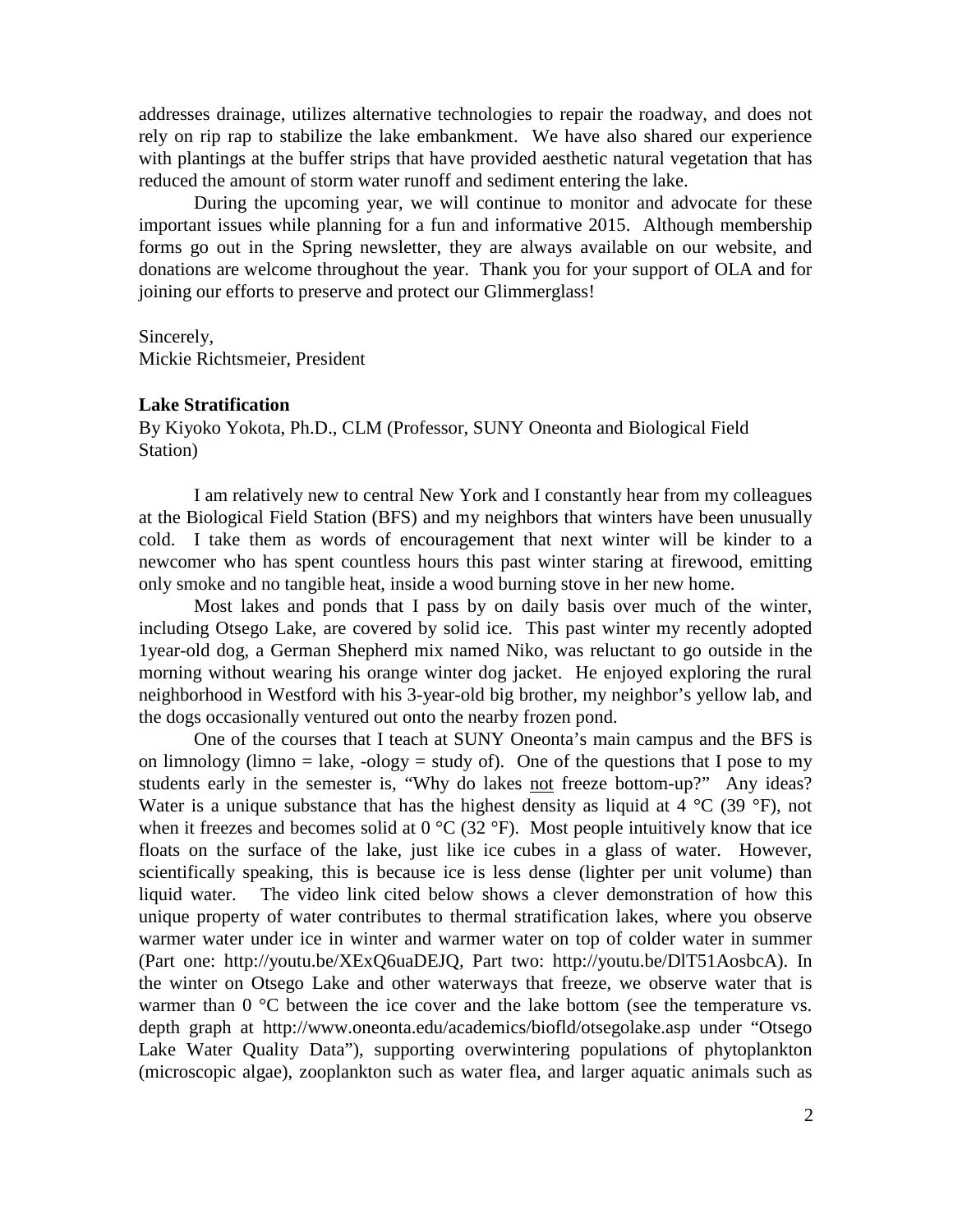addresses drainage, utilizes alternative technologies to repair the roadway, and does not rely on rip rap to stabilize the lake embankment. We have also shared our experience with plantings at the buffer strips that have provided aesthetic natural vegetation that has reduced the amount of storm water runoff and sediment entering the lake.

During the upcoming year, we will continue to monitor and advocate for these important issues while planning for a fun and informative 2015. Although membership forms go out in the Spring newsletter, they are always available on our website, and donations are welcome throughout the year. Thank you for your support of OLA and for joining our efforts to preserve and protect our Glimmerglass!

Sincerely,
Mickie Richtsmeier, President

**Lake Stratification**

By Kiyoko Yokota, Ph.D., CLM (Professor, SUNY Oneonta and Biological Field Station)

I am relatively new to central New York and I constantly hear from my colleagues at the Biological Field Station (BFS) and my neighbors that winters have been unusually cold. I take them as words of encouragement that next winter will be kinder to a newcomer who has spent countless hours this past winter staring at firewood, emitting only smoke and no tangible heat, inside a wood burning stove in her new home.

Most lakes and ponds that I pass by on daily basis over much of the winter, including Otsego Lake, are covered by solid ice. This past winter my recently adopted 1year-old dog, a German Shepherd mix named Niko, was reluctant to go outside in the morning without wearing his orange winter dog jacket. He enjoyed exploring the rural neighborhood in Westford with his 3-year-old big brother, my neighbor's yellow lab, and the dogs occasionally ventured out onto the nearby frozen pond.

One of the courses that I teach at SUNY Oneonta's main campus and the BFS is on limnology (limno = lake, -ology = study of). One of the questions that I pose to my students early in the semester is, "Why do lakes <u>not</u> freeze bottom-up?" Any ideas? Water is a unique substance that has the highest density as liquid at 4 °C (39 °F), not when it freezes and becomes solid at 0 °C (32 °F). Most people intuitively know that ice floats on the surface of the lake, just like ice cubes in a glass of water. However, scientifically speaking, this is because ice is less dense (lighter per unit volume) than liquid water. The video link cited below shows a clever demonstration of how this unique property of water contributes to thermal stratification lakes, where you observe warmer water under ice in winter and warmer water on top of colder water in summer (Part one: http://youtu.be/XExQ6uaDEJQ, Part two: http://youtu.be/DlT51AosbcA). In the winter on Otsego Lake and other waterways that freeze, we observe water that is warmer than 0 °C between the ice cover and the lake bottom (see the temperature vs. depth graph at http://www.oneonta.edu/academics/biofld/otsegolake.asp under "Otsego Lake Water Quality Data"), supporting overwintering populations of phytoplankton (microscopic algae), zooplankton such as water flea, and larger aquatic animals such as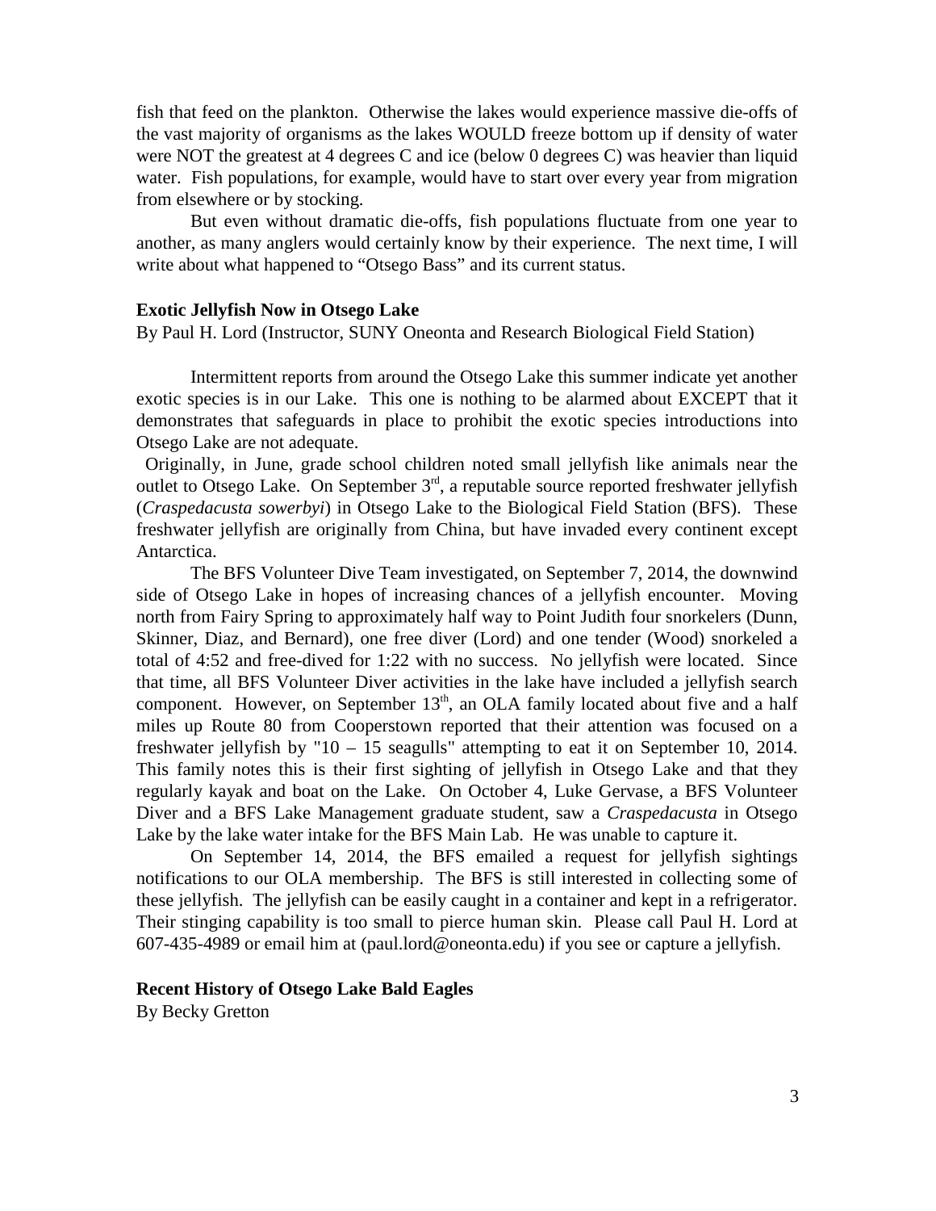fish that feed on the plankton. Otherwise the lakes would experience massive die-offs of the vast majority of organisms as the lakes WOULD freeze bottom up if density of water were NOT the greatest at 4 degrees C and ice (below 0 degrees C) was heavier than liquid water. Fish populations, for example, would have to start over every year from migration from elsewhere or by stocking.

But even without dramatic die-offs, fish populations fluctuate from one year to another, as many anglers would certainly know by their experience. The next time, I will write about what happened to "Otsego Bass" and its current status.

**Exotic Jellyfish Now in Otsego Lake**

By Paul H. Lord (Instructor, SUNY Oneonta and Research Biological Field Station)

Intermittent reports from around the Otsego Lake this summer indicate yet another exotic species is in our Lake. This one is nothing to be alarmed about EXCEPT that it demonstrates that safeguards in place to prohibit the exotic species introductions into Otsego Lake are not adequate.

Originally, in June, grade school children noted small jellyfish like animals near the outlet to Otsego Lake. On September 3rd, a reputable source reported freshwater jellyfish (*Craspedacusta sowerbyi*) in Otsego Lake to the Biological Field Station (BFS). These freshwater jellyfish are originally from China, but have invaded every continent except Antarctica.

The BFS Volunteer Dive Team investigated, on September 7, 2014, the downwind side of Otsego Lake in hopes of increasing chances of a jellyfish encounter. Moving north from Fairy Spring to approximately half way to Point Judith four snorkelers (Dunn, Skinner, Diaz, and Bernard), one free diver (Lord) and one tender (Wood) snorkeled a total of 4:52 and free-dived for 1:22 with no success. No jellyfish were located. Since that time, all BFS Volunteer Diver activities in the lake have included a jellyfish search component. However, on September 13th, an OLA family located about five and a half miles up Route 80 from Cooperstown reported that their attention was focused on a freshwater jellyfish by "10 – 15 seagulls" attempting to eat it on September 10, 2014. This family notes this is their first sighting of jellyfish in Otsego Lake and that they regularly kayak and boat on the Lake. On October 4, Luke Gervase, a BFS Volunteer Diver and a BFS Lake Management graduate student, saw a *Craspedacusta* in Otsego Lake by the lake water intake for the BFS Main Lab. He was unable to capture it.

On September 14, 2014, the BFS emailed a request for jellyfish sightings notifications to our OLA membership. The BFS is still interested in collecting some of these jellyfish. The jellyfish can be easily caught in a container and kept in a refrigerator. Their stinging capability is too small to pierce human skin. Please call Paul H. Lord at 607-435-4989 or email him at (paul.lord@oneonta.edu) if you see or capture a jellyfish.

**Recent History of Otsego Lake Bald Eagles**

By Becky Gretton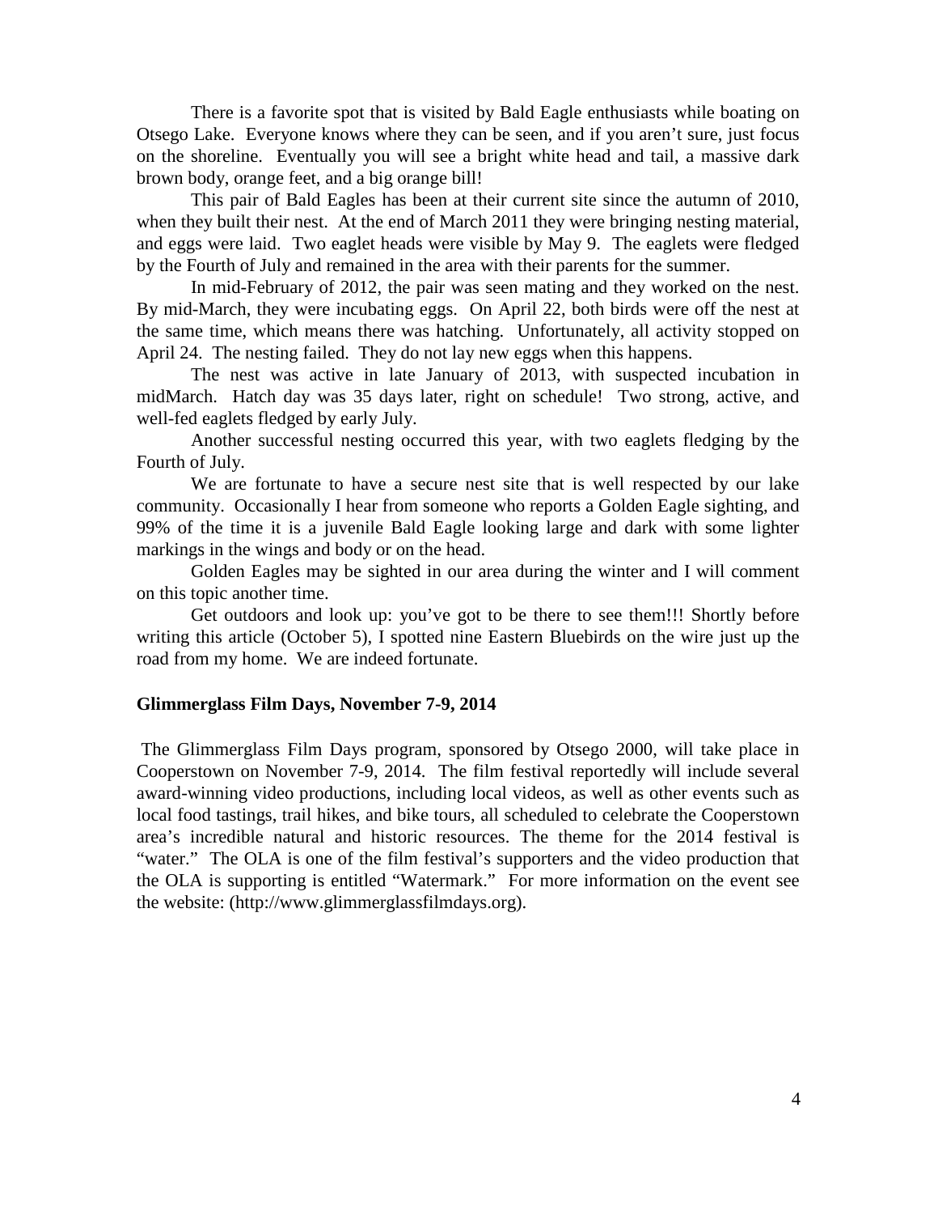There is a favorite spot that is visited by Bald Eagle enthusiasts while boating on Otsego Lake. Everyone knows where they can be seen, and if you aren't sure, just focus on the shoreline. Eventually you will see a bright white head and tail, a massive dark brown body, orange feet, and a big orange bill!

This pair of Bald Eagles has been at their current site since the autumn of 2010, when they built their nest. At the end of March 2011 they were bringing nesting material, and eggs were laid. Two eaglet heads were visible by May 9. The eaglets were fledged by the Fourth of July and remained in the area with their parents for the summer.

In mid-February of 2012, the pair was seen mating and they worked on the nest. By mid-March, they were incubating eggs. On April 22, both birds were off the nest at the same time, which means there was hatching. Unfortunately, all activity stopped on April 24. The nesting failed. They do not lay new eggs when this happens.

The nest was active in late January of 2013, with suspected incubation in midMarch. Hatch day was 35 days later, right on schedule! Two strong, active, and well-fed eaglets fledged by early July.

Another successful nesting occurred this year, with two eaglets fledging by the Fourth of July.

We are fortunate to have a secure nest site that is well respected by our lake community. Occasionally I hear from someone who reports a Golden Eagle sighting, and 99% of the time it is a juvenile Bald Eagle looking large and dark with some lighter markings in the wings and body or on the head.

Golden Eagles may be sighted in our area during the winter and I will comment on this topic another time.

Get outdoors and look up: you've got to be there to see them!!! Shortly before writing this article (October 5), I spotted nine Eastern Bluebirds on the wire just up the road from my home. We are indeed fortunate.

**Glimmerglass Film Days, November 7-9, 2014**

The Glimmerglass Film Days program, sponsored by Otsego 2000, will take place in Cooperstown on November 7-9, 2014. The film festival reportedly will include several award-winning video productions, including local videos, as well as other events such as local food tastings, trail hikes, and bike tours, all scheduled to celebrate the Cooperstown area's incredible natural and historic resources. The theme for the 2014 festival is "water." The OLA is one of the film festival's supporters and the video production that the OLA is supporting is entitled "Watermark." For more information on the event see the website: (http://www.glimmerglassfilmdays.org).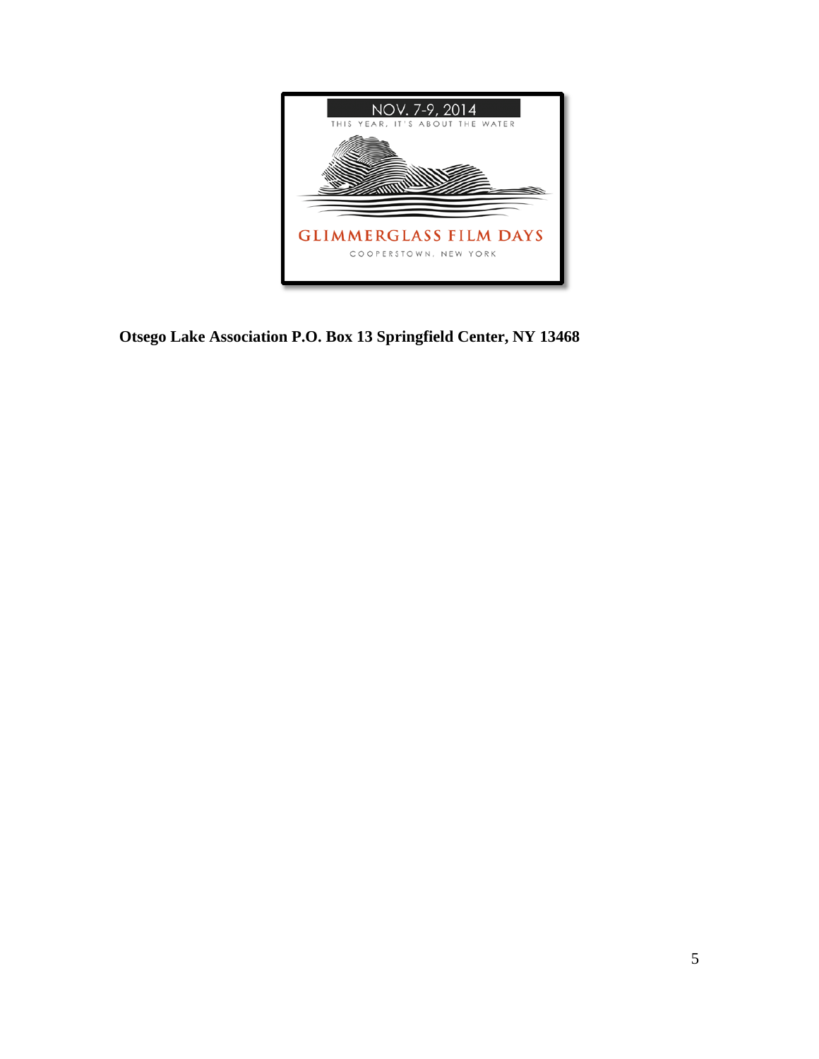NOV. 7-9, 2014

THIS YEAR, IT'S ABOUT THE WATER

GLIMMERGLASS FILM DAYS

COOPERSTOWN, NEW YORK

**Otsego Lake Association P.O. Box 13 Springfield Center, NY 13468**